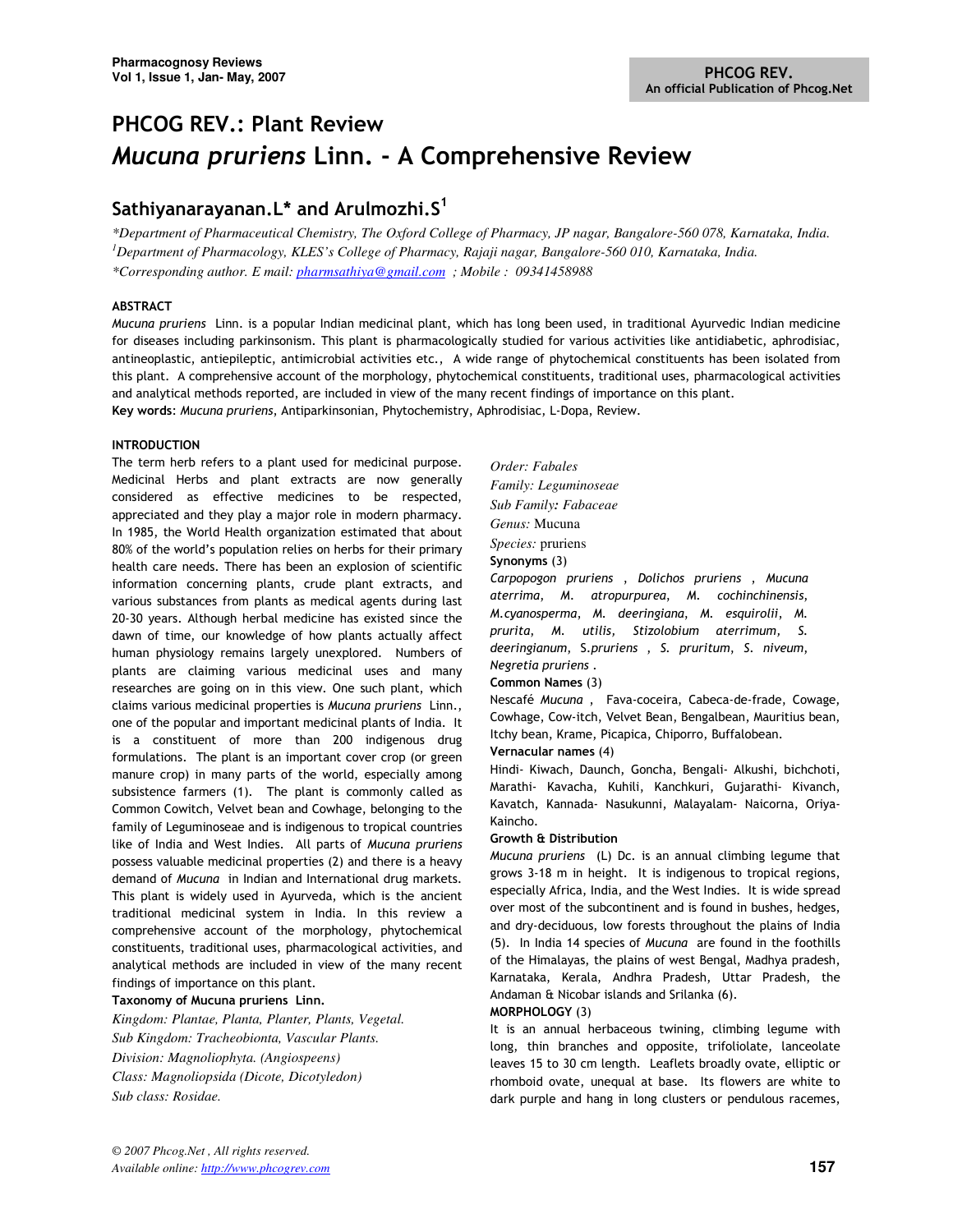# PHCOG REV.: Plant Review

# *Mucuna pruriens* Linn. - A Comprehensive Review

## Sathiyanarayanan.L* and Arulmozhi.S[1]

*\*Department of Pharmaceutical Chemistry, The Oxford College of Pharmacy, JP nagar, Bangalore-560 078, Karnataka, India.*
*[1]Department of Pharmacology, KLES's College of Pharmacy, Rajaji nagar, Bangalore-560 010, Karnataka, India.*
*\*Corresponding author. E mail: pharmsathiya@gmail.com ; Mobile : 09341458988*

**ABSTRACT**

*Mucuna pruriens* Linn. is a popular Indian medicinal plant, which has long been used, in traditional Ayurvedic Indian medicine for diseases including parkinsonism. This plant is pharmacologically studied for various activities like antidiabetic, aphrodisiac, antineoplastic, antiepileptic, antimicrobial activities etc., A wide range of phytochemical constituents has been isolated from this plant. A comprehensive account of the morphology, phytochemical constituents, traditional uses, pharmacological activities and analytical methods reported, are included in view of the many recent findings of importance on this plant.

**Key words**: *Mucuna pruriens*, Antiparkinsonian, Phytochemistry, Aphrodisiac, L-Dopa, Review.

**INTRODUCTION**

The term herb refers to a plant used for medicinal purpose. Medicinal Herbs and plant extracts are now generally considered as effective medicines to be respected, appreciated and they play a major role in modern pharmacy. In 1985, the World Health organization estimated that about 80% of the world's population relies on herbs for their primary health care needs. There has been an explosion of scientific information concerning plants, crude plant extracts, and various substances from plants as medical agents during last 20-30 years. Although herbal medicine has existed since the dawn of time, our knowledge of how plants actually affect human physiology remains largely unexplored. Numbers of plants are claiming various medicinal uses and many researches are going on in this view. One such plant, which claims various medicinal properties is *Mucuna pruriens* Linn., one of the popular and important medicinal plants of India. It is a constituent of more than 200 indigenous drug formulations. The plant is an important cover crop (or green manure crop) in many parts of the world, especially among subsistence farmers (1). The plant is commonly called as Common Cowitch, Velvet bean and Cowhage, belonging to the family of Leguminoseae and is indigenous to tropical countries like of India and West Indies. All parts of *Mucuna pruriens* possess valuable medicinal properties (2) and there is a heavy demand of *Mucuna* in Indian and International drug markets. This plant is widely used in Ayurveda, which is the ancient traditional medicinal system in India. In this review a comprehensive account of the morphology, phytochemical constituents, traditional uses, pharmacological activities, and analytical methods are included in view of the many recent findings of importance on this plant.

**Taxonomy of Mucuna pruriens Linn.**

*Kingdom: Plantae, Planta, Planter, Plants, Vegetal.*
*Sub Kingdom: Tracheobionta, Vascular Plants.*
*Division: Magnoliophyta. (Angiospeens)*
*Class: Magnoliopsida (Dicote, Dicotyledon)*
*Sub class: Rosidae.*
*Order: Fabales*
*Family: Leguminoseae*
*Sub Family: Fabaceae*
*Genus:* Mucuna
*Species:* pruriens

**Synonyms** (3)

*Carpopogon pruriens* , *Dolichos pruriens* , *Mucuna aterrima*, *M. atropurpurea*, *M. cochinchinensis*, *M.cyanosperma*, *M. deeringiana*, *M. esquirolii*, *M. prurita*, *M. utilis*, *Stizolobium aterrimum*, *S. deeringianum*, S.*pruriens* , *S. pruritum*, *S. niveum*, *Negretia pruriens* .

**Common Names** (3)

Nescafé *Mucuna* , Fava-coceira, Cabeca-de-frade, Cowage, Cowhage, Cow-itch, Velvet Bean, Bengalbean, Mauritius bean, Itchy bean, Krame, Picapica, Chiporro, Buffalobean.

**Vernacular names** (4)

Hindi- Kiwach, Daunch, Goncha, Bengali- Alkushi, bichchoti, Marathi- Kavacha, Kuhili, Kanchkuri, Gujarathi- Kivanch, Kavatch, Kannada- Nasukunni, Malayalam- Naicorna, Oriya-Kaincho.

**Growth & Distribution**

*Mucuna pruriens* (L) Dc. is an annual climbing legume that grows 3-18 m in height. It is indigenous to tropical regions, especially Africa, India, and the West Indies. It is wide spread over most of the subcontinent and is found in bushes, hedges, and dry-deciduous, low forests throughout the plains of India (5). In India 14 species of *Mucuna* are found in the foothills of the Himalayas, the plains of west Bengal, Madhya pradesh, Karnataka, Kerala, Andhra Pradesh, Uttar Pradesh, the Andaman & Nicobar islands and Srilanka (6).

**MORPHOLOGY** (3)

It is an annual herbaceous twining, climbing legume with long, thin branches and opposite, trifoliolate, lanceolate leaves 15 to 30 cm length. Leaflets broadly ovate, elliptic or rhomboid ovate, unequal at base. Its flowers are white to dark purple and hang in long clusters or pendulous racemes,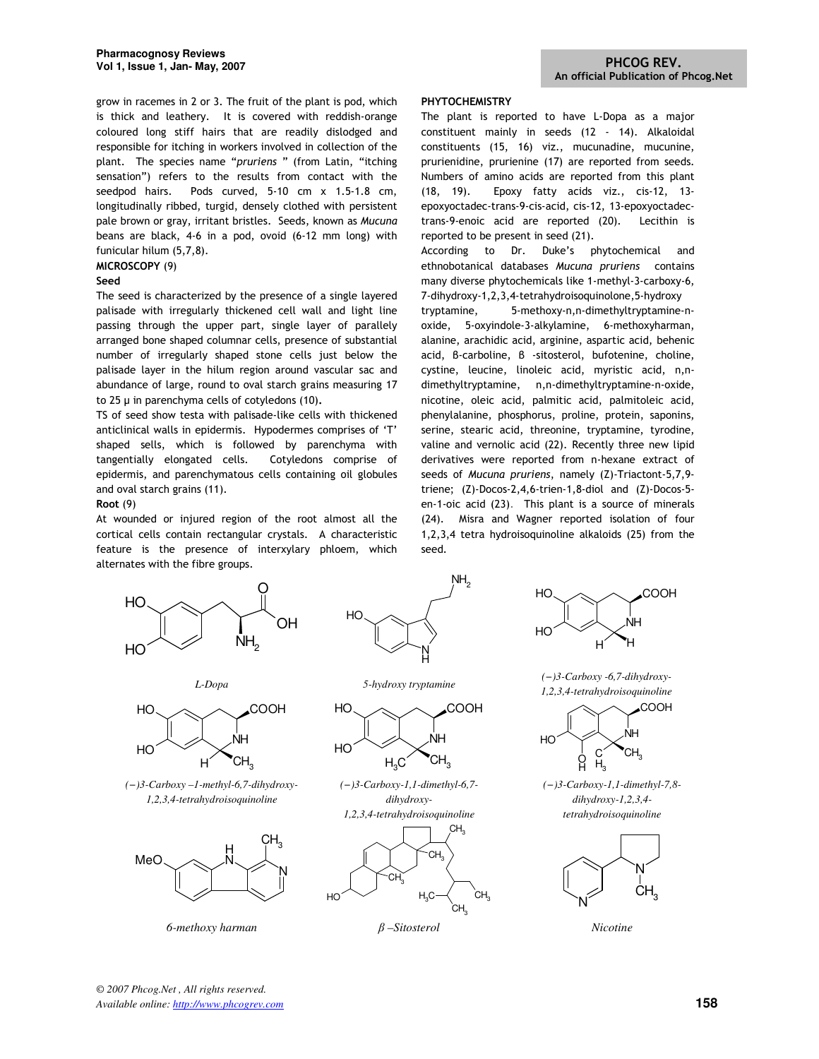grow in racemes in 2 or 3. The fruit of the plant is pod, which is thick and leathery. It is covered with reddish-orange coloured long stiff hairs that are readily dislodged and responsible for itching in workers involved in collection of the plant. The species name "*pruriens* " (from Latin, "itching sensation") refers to the results from contact with the seedpod hairs. Pods curved, 5-10 cm x 1.5-1.8 cm, longitudinally ribbed, turgid, densely clothed with persistent pale brown or gray, irritant bristles. Seeds, known as *Mucuna* beans are black, 4-6 in a pod, ovoid (6-12 mm long) with funicular hilum (5,7,8).

**MICROSCOPY** (9)

**Seed**

The seed is characterized by the presence of a single layered palisade with irregularly thickened cell wall and light line passing through the upper part, single layer of parallely arranged bone shaped columnar cells, presence of substantial number of irregularly shaped stone cells just below the palisade layer in the hilum region around vascular sac and abundance of large, round to oval starch grains measuring 17 to 25 µ in parenchyma cells of cotyledons (10).

TS of seed show testa with palisade-like cells with thickened anticlinical walls in epidermis. Hypodermes comprises of 'T' shaped sells, which is followed by parenchyma with tangentially elongated cells. Cotyledons comprise of epidermis, and parenchymatous cells containing oil globules and oval starch grains (11).

**Root** (9)

At wounded or injured region of the root almost all the cortical cells contain rectangular crystals. A characteristic feature is the presence of interxylary phloem, which alternates with the fibre groups.

**PHYTOCHEMISTRY**

The plant is reported to have L-Dopa as a major constituent mainly in seeds (12 - 14). Alkaloidal constituents (15, 16) viz., mucunadine, mucunine, prurienidine, prurienine (17) are reported from seeds. Numbers of amino acids are reported from this plant (18, 19). Epoxy fatty acids viz., cis-12, 13-epoxyoctadec-trans-9-cis-acid, cis-12, 13-epoxyoctadec-trans-9-enoic acid are reported (20). Lecithin is reported to be present in seed (21).

According to Dr. Duke's phytochemical and ethnobotanical databases *Mucuna pruriens* contains many diverse phytochemicals like 1-methyl-3-carboxy-6, 7-dihydroxy-1,2,3,4-tetrahydroisoquinolone,5-hydroxy tryptamine, 5-methoxy-n,n-dimethyltryptamine-n-oxide, 5-oxyindole-3-alkylamine, 6-methoxyharman, alanine, arachidic acid, arginine, aspartic acid, behenic acid, β-carboline, β -sitosterol, bufotenine, choline, cystine, leucine, linoleic acid, myristic acid, n,n-dimethyltryptamine, n,n-dimethyltryptamine-n-oxide, nicotine, oleic acid, palmitic acid, palmitoleic acid, phenylalanine, phosphorus, proline, protein, saponins, serine, stearic acid, threonine, tryptamine, tyrodine, valine and vernolic acid (22). Recently three new lipid derivatives were reported from n-hexane extract of seeds of *Mucuna pruriens*, namely (Z)-Triactont-5,7,9-triene; (Z)-Docos-2,4,6-trien-1,8-diol and (Z)-Docos-5-en-1-oic acid (23). This plant is a source of minerals (24). Misra and Wagner reported isolation of four 1,2,3,4 tetra hydroisoquinoline alkaloids (25) from the seed.

*L-Dopa*

*5-hydroxy tryptamine*

*(−)3-Carboxy -6,7-dihydroxy-1,2,3,4-tetrahydroisoquinoline*

*(−)3-Carboxy –1-methyl-6,7-dihydroxy-1,2,3,4-tetrahydroisoquinoline*

*(−)3-Carboxy-1,1-dimethyl-6,7-dihydroxy-1,2,3,4-tetrahydroisoquinoline*

*(−)3-Carboxy-1,1-dimethyl-7,8-dihydroxy-1,2,3,4-tetrahydroisoquinoline*

*6-methoxy harman*

*β –Sitosterol*

*Nicotine*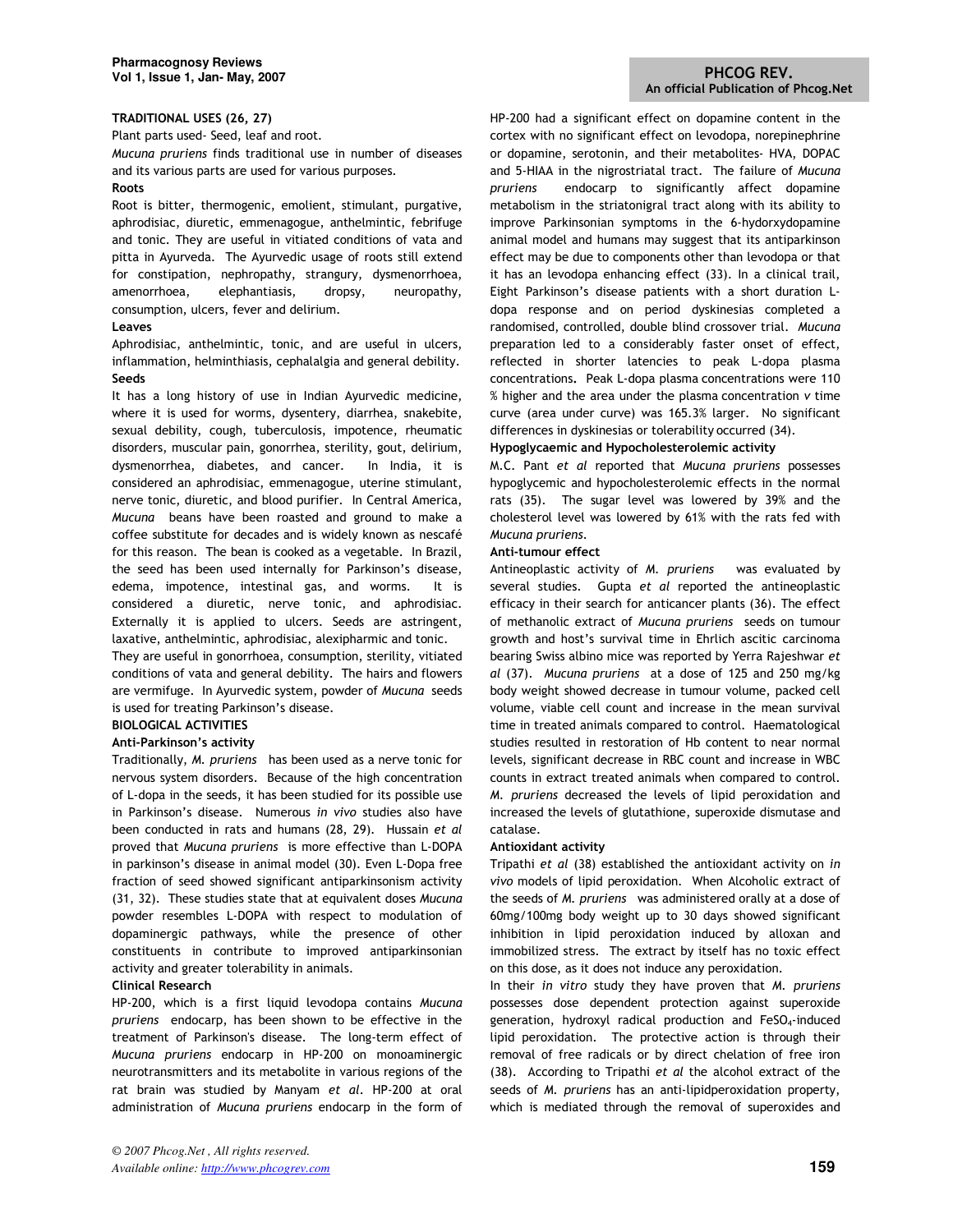**TRADITIONAL USES (26, 27)**

Plant parts used- Seed, leaf and root.

*Mucuna pruriens* finds traditional use in number of diseases and its various parts are used for various purposes.

**Roots**

Root is bitter, thermogenic, emolient, stimulant, purgative, aphrodisiac, diuretic, emmenagogue, anthelmintic, febrifuge and tonic. They are useful in vitiated conditions of vata and pitta in Ayurveda. The Ayurvedic usage of roots still extend for constipation, nephropathy, strangury, dysmenorrhoea, amenorrhoea, elephantiasis, dropsy, neuropathy, consumption, ulcers, fever and delirium.

**Leaves**

Aphrodisiac, anthelmintic, tonic, and are useful in ulcers, inflammation, helminthiasis, cephalalgia and general debility.

**Seeds**

It has a long history of use in Indian Ayurvedic medicine, where it is used for worms, dysentery, diarrhea, snakebite, sexual debility, cough, tuberculosis, impotence, rheumatic disorders, muscular pain, gonorrhea, sterility, gout, delirium, dysmenorrhea, diabetes, and cancer. In India, it is considered an aphrodisiac, emmenagogue, uterine stimulant, nerve tonic, diuretic, and blood purifier. In Central America, *Mucuna* beans have been roasted and ground to make a coffee substitute for decades and is widely known as nescafé for this reason. The bean is cooked as a vegetable. In Brazil, the seed has been used internally for Parkinson's disease, edema, impotence, intestinal gas, and worms. It is considered a diuretic, nerve tonic, and aphrodisiac. Externally it is applied to ulcers. Seeds are astringent, laxative, anthelmintic, aphrodisiac, alexipharmic and tonic. They are useful in gonorrhoea, consumption, sterility, vitiated conditions of vata and general debility. The hairs and flowers are vermifuge. In Ayurvedic system, powder of *Mucuna* seeds is used for treating Parkinson's disease.

**BIOLOGICAL ACTIVITIES**

**Anti-Parkinson's activity**

Traditionally, *M. pruriens* has been used as a nerve tonic for nervous system disorders. Because of the high concentration of L-dopa in the seeds, it has been studied for its possible use in Parkinson's disease. Numerous *in vivo* studies also have been conducted in rats and humans (28, 29). Hussain *et al* proved that *Mucuna pruriens* is more effective than L-DOPA in parkinson's disease in animal model (30). Even L-Dopa free fraction of seed showed significant antiparkinsonism activity (31, 32). These studies state that at equivalent doses *Mucuna* powder resembles L-DOPA with respect to modulation of dopaminergic pathways, while the presence of other constituents in contribute to improved antiparkinsonian activity and greater tolerability in animals.

**Clinical Research**

HP-200, which is a first liquid levodopa contains *Mucuna pruriens* endocarp, has been shown to be effective in the treatment of Parkinson's disease. The long-term effect of *Mucuna pruriens* endocarp in HP-200 on monoaminergic neurotransmitters and its metabolite in various regions of the rat brain was studied by Manyam *et al*. HP-200 at oral administration of *Mucuna pruriens* endocarp in the form of HP-200 had a significant effect on dopamine content in the cortex with no significant effect on levodopa, norepinephrine or dopamine, serotonin, and their metabolites- HVA, DOPAC and 5-HIAA in the nigrostriatal tract. The failure of *Mucuna pruriens* endocarp to significantly affect dopamine metabolism in the striatonigral tract along with its ability to improve Parkinsonian symptoms in the 6-hydorxydopamine animal model and humans may suggest that its antiparkinson effect may be due to components other than levodopa or that it has an levodopa enhancing effect (33). In a clinical trail, Eight Parkinson's disease patients with a short duration L-dopa response and on period dyskinesias completed a randomised, controlled, double blind crossover trial. *Mucuna* preparation led to a considerably faster onset of effect, reflected in shorter latencies to peak L-dopa plasma concentrations. Peak L-dopa plasma concentrations were 110 % higher and the area under the plasma concentration *v* time curve (area under curve) was 165.3% larger. No significant differences in dyskinesias or tolerability occurred (34).

**Hypoglycaemic and Hypocholesterolemic activity**

M.C. Pant *et al* reported that *Mucuna pruriens* possesses hypoglycemic and hypocholesterolemic effects in the normal rats (35). The sugar level was lowered by 39% and the cholesterol level was lowered by 61% with the rats fed with *Mucuna pruriens*.

**Anti-tumour effect**

Antineoplastic activity of *M. pruriens* was evaluated by several studies. Gupta *et al* reported the antineoplastic efficacy in their search for anticancer plants (36). The effect of methanolic extract of *Mucuna pruriens* seeds on tumour growth and host's survival time in Ehrlich ascitic carcinoma bearing Swiss albino mice was reported by Yerra Rajeshwar *et al* (37). *Mucuna pruriens* at a dose of 125 and 250 mg/kg body weight showed decrease in tumour volume, packed cell volume, viable cell count and increase in the mean survival time in treated animals compared to control. Haematological studies resulted in restoration of Hb content to near normal levels, significant decrease in RBC count and increase in WBC counts in extract treated animals when compared to control. *M. pruriens* decreased the levels of lipid peroxidation and increased the levels of glutathione, superoxide dismutase and catalase.

**Antioxidant activity**

Tripathi *et al* (38) established the antioxidant activity on *in vivo* models of lipid peroxidation. When Alcoholic extract of the seeds of *M. pruriens* was administered orally at a dose of 60mg/100mg body weight up to 30 days showed significant inhibition in lipid peroxidation induced by alloxan and immobilized stress. The extract by itself has no toxic effect on this dose, as it does not induce any peroxidation.

In their *in vitro* study they have proven that *M. pruriens* possesses dose dependent protection against superoxide generation, hydroxyl radical production and $FeSO_4$-induced lipid peroxidation. The protective action is through their removal of free radicals or by direct chelation of free iron (38). According to Tripathi *et al* the alcohol extract of the seeds of *M. pruriens* has an anti-lipidperoxidation property, which is mediated through the removal of superoxides and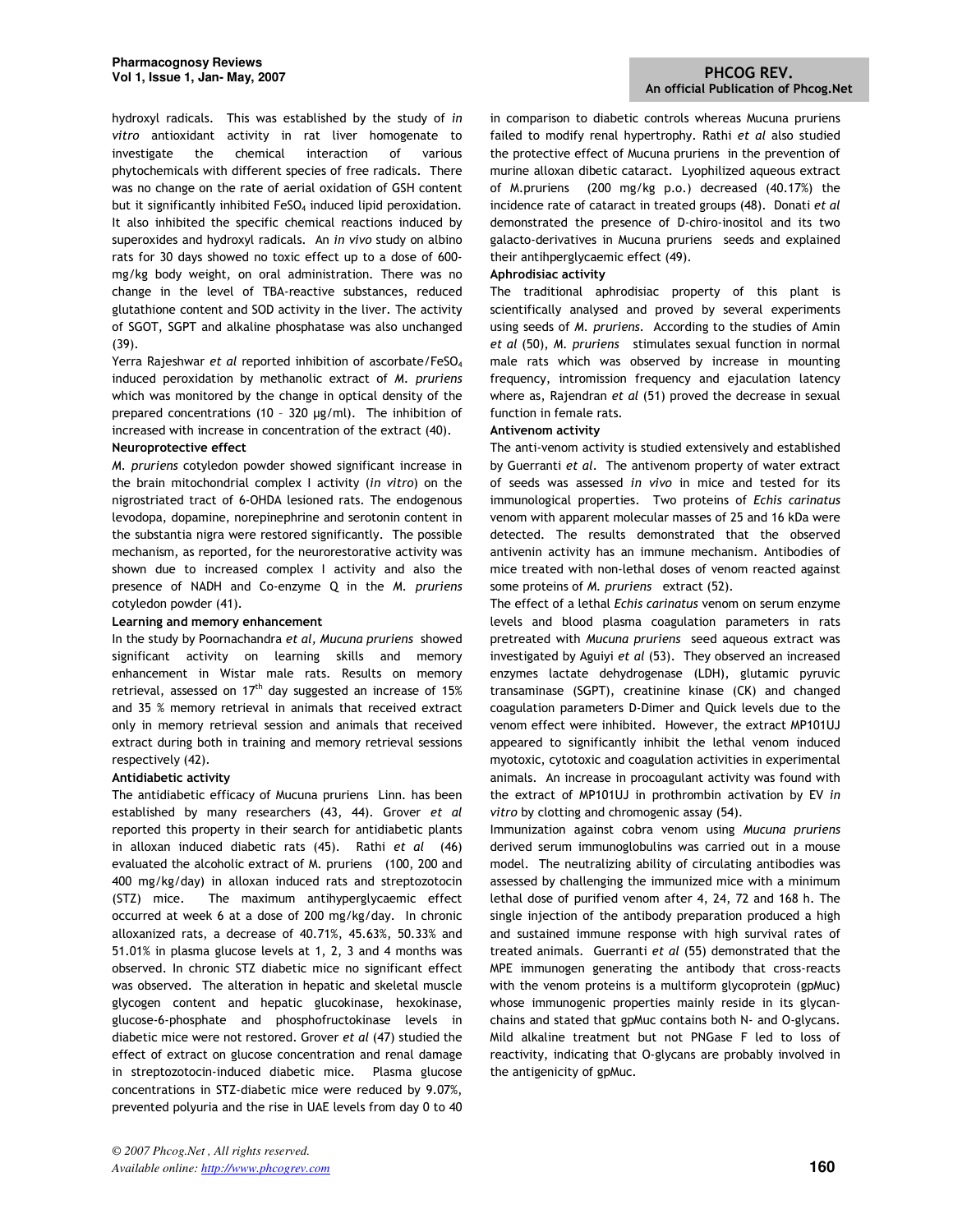hydroxyl radicals. This was established by the study of *in vitro* antioxidant activity in rat liver homogenate to investigate the chemical interaction of various phytochemicals with different species of free radicals. There was no change on the rate of aerial oxidation of GSH content but it significantly inhibited $FeSO_4$ induced lipid peroxidation. It also inhibited the specific chemical reactions induced by superoxides and hydroxyl radicals. An *in vivo* study on albino rats for 30 days showed no toxic effect up to a dose of 600-mg/kg body weight, on oral administration. There was no change in the level of TBA-reactive substances, reduced glutathione content and SOD activity in the liver. The activity of SGOT, SGPT and alkaline phosphatase was also unchanged (39).

Yerra Rajeshwar *et al* reported inhibition of ascorbate/$FeSO_4$ induced peroxidation by methanolic extract of *M. pruriens* which was monitored by the change in optical density of the prepared concentrations (10 – 320 µg/ml). The inhibition of increased with increase in concentration of the extract (40).

**Neuroprotective effect**

*M. pruriens* cotyledon powder showed significant increase in the brain mitochondrial complex I activity (*in vitro*) on the nigrostriated tract of 6-OHDA lesioned rats. The endogenous levodopa, dopamine, norepinephrine and serotonin content in the substantia nigra were restored significantly. The possible mechanism, as reported, for the neurorestorative activity was shown due to increased complex I activity and also the presence of NADH and Co-enzyme Q in the *M. pruriens* cotyledon powder (41).

**Learning and memory enhancement**

In the study by Poornachandra *et al*, *Mucuna pruriens* showed significant activity on learning skills and memory enhancement in Wistar male rats. Results on memory retrieval, assessed on 17th day suggested an increase of 15% and 35 % memory retrieval in animals that received extract only in memory retrieval session and animals that received extract during both in training and memory retrieval sessions respectively (42).

**Antidiabetic activity**

The antidiabetic efficacy of Mucuna pruriens Linn. has been established by many researchers (43, 44). Grover *et al* reported this property in their search for antidiabetic plants in alloxan induced diabetic rats (45). Rathi *et al* (46) evaluated the alcoholic extract of M. pruriens (100, 200 and 400 mg/kg/day) in alloxan induced rats and streptozotocin (STZ) mice. The maximum antihyperglycaemic effect occurred at week 6 at a dose of 200 mg/kg/day. In chronic alloxanized rats, a decrease of 40.71%, 45.63%, 50.33% and 51.01% in plasma glucose levels at 1, 2, 3 and 4 months was observed. In chronic STZ diabetic mice no significant effect was observed. The alteration in hepatic and skeletal muscle glycogen content and hepatic glucokinase, hexokinase, glucose-6-phosphate and phosphofructokinase levels in diabetic mice were not restored. Grover *et al* (47) studied the effect of extract on glucose concentration and renal damage in streptozotocin-induced diabetic mice. Plasma glucose concentrations in STZ-diabetic mice were reduced by 9.07%, prevented polyuria and the rise in UAE levels from day 0 to 40 in comparison to diabetic controls whereas Mucuna pruriens failed to modify renal hypertrophy. Rathi *et al* also studied the protective effect of Mucuna pruriens in the prevention of murine alloxan dibetic cataract. Lyophilized aqueous extract of M.pruriens (200 mg/kg p.o.) decreased (40.17%) the incidence rate of cataract in treated groups (48). Donati *et al* demonstrated the presence of D-chiro-inositol and its two galacto-derivatives in Mucuna pruriens seeds and explained their antihperglycaemic effect (49).

**Aphrodisiac activity**

The traditional aphrodisiac property of this plant is scientifically analysed and proved by several experiments using seeds of *M. pruriens*. According to the studies of Amin *et al* (50), *M. pruriens* stimulates sexual function in normal male rats which was observed by increase in mounting frequency, intromission frequency and ejaculation latency where as, Rajendran *et al* (51) proved the decrease in sexual function in female rats.

**Antivenom activity**

The anti-venom activity is studied extensively and established by Guerranti *et al*. The antivenom property of water extract of seeds was assessed *in vivo* in mice and tested for its immunological properties. Two proteins of *Echis carinatus* venom with apparent molecular masses of 25 and 16 kDa were detected. The results demonstrated that the observed antivenin activity has an immune mechanism. Antibodies of mice treated with non-lethal doses of venom reacted against some proteins of *M. pruriens* extract (52).

The effect of a lethal *Echis carinatus* venom on serum enzyme levels and blood plasma coagulation parameters in rats pretreated with *Mucuna pruriens* seed aqueous extract was investigated by Aguiyi *et al* (53). They observed an increased enzymes lactate dehydrogenase (LDH), glutamic pyruvic transaminase (SGPT), creatinine kinase (CK) and changed coagulation parameters D-Dimer and Quick levels due to the venom effect were inhibited. However, the extract MP101UJ appeared to significantly inhibit the lethal venom induced myotoxic, cytotoxic and coagulation activities in experimental animals. An increase in procoagulant activity was found with the extract of MP101UJ in prothrombin activation by EV *in vitro* by clotting and chromogenic assay (54).

Immunization against cobra venom using *Mucuna pruriens* derived serum immunoglobulins was carried out in a mouse model. The neutralizing ability of circulating antibodies was assessed by challenging the immunized mice with a minimum lethal dose of purified venom after 4, 24, 72 and 168 h. The single injection of the antibody preparation produced a high and sustained immune response with high survival rates of treated animals. Guerranti *et al* (55) demonstrated that the MPE immunogen generating the antibody that cross-reacts with the venom proteins is a multiform glycoprotein (gpMuc) whose immunogenic properties mainly reside in its glycan-chains and stated that gpMuc contains both N- and O-glycans. Mild alkaline treatment but not PNGase F led to loss of reactivity, indicating that O-glycans are probably involved in the antigenicity of gpMuc.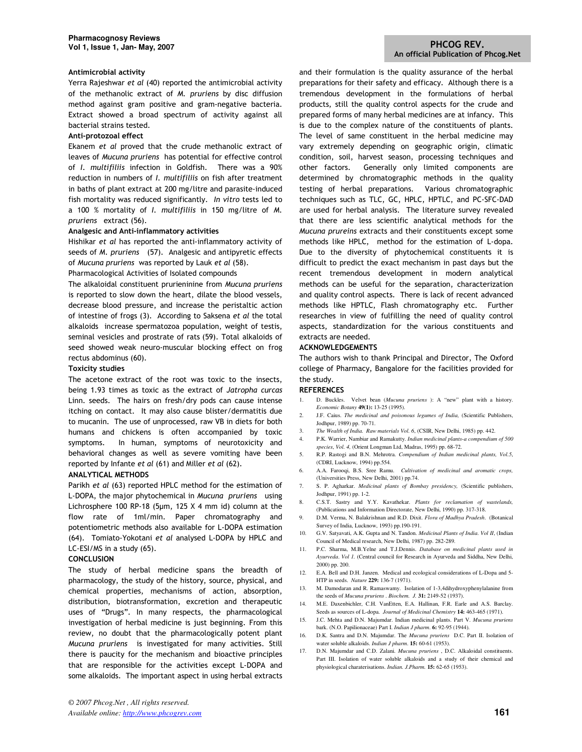### Antimicrobial activity

Yerra Rajeshwar *et al* (40) reported the antimicrobial activity of the methanolic extract of *M. pruriens* by disc diffusion method against gram positive and gram-negative bacteria. Extract showed a broad spectrum of activity against all bacterial strains tested.

### Anti-protozoal effect

Ekanem *et al* proved that the crude methanolic extract of leaves of *Mucuna pruriens* has potential for effective control of *I. multifiliis* infection in Goldfish. There was a 90% reduction in numbers of *I. multifiliis* on fish after treatment in baths of plant extract at 200 mg/litre and parasite-induced fish mortality was reduced significantly. *In vitro* tests led to a 100 % mortality of *I. multifiliis* in 150 mg/litre of *M. pruriens* extract (56).

### Analgesic and Anti-inflammatory activities

Hishikar *et al* has reported the anti-inflammatory activity of seeds of *M. pruriens* (57). Analgesic and antipyretic effects of *Mucuna pruriens* was reported by Lauk *et al* (58).

Pharmacological Activities of Isolated compounds

The alkaloidal constituent prurieninine from *Mucuna pruriens* is reported to slow down the heart, dilate the blood vessels, decrease blood pressure, and increase the peristaltic action of intestine of frogs (3). According to Saksena *et al* the total alkaloids increase spermatozoa population, weight of testis, seminal vesicles and prostrate of rats (59). Total alkaloids of seed showed weak neuro-muscular blocking effect on frog rectus abdominus (60).

### Toxicity studies

The acetone extract of the root was toxic to the insects, being 1.93 times as toxic as the extract of *Jatropha curcas* Linn. seeds. The hairs on fresh/dry pods can cause intense itching on contact. It may also cause blister/dermatitis due to mucanin. The use of unprocessed, raw VB in diets for both humans and chickens is often accompanied by toxic symptoms. In human, symptoms of neurotoxicity and behavioral changes as well as severe vomiting have been reported by Infante *et al* (61) and Miller *et al* (62).

## ANALYTICAL METHODS

Parikh *et al* (63) reported HPLC method for the estimation of L-DOPA, the major phytochemical in *Mucuna pruriens* using Lichrosphere 100 RP-18 (5μm, 125 X 4 mm id) column at the flow rate of 1ml/min. Paper chromatography and potentiometric methods also available for L-DOPA estimation (64). Tomiato-Yokotani *et al* analysed L-DOPA by HPLC and LC-ESI/MS in a study (65).

## CONCLUSION

The study of herbal medicine spans the breadth of pharmacology, the study of the history, source, physical, and chemical properties, mechanisms of action, absorption, distribution, biotransformation, excretion and therapeutic uses of "Drugs". In many respects, the pharmacological investigation of herbal medicine is just beginning. From this review, no doubt that the pharmacologically potent plant *Mucuna pruriens* is investigated for many activities. Still there is paucity for the mechanism and bioactive principles that are responsible for the activities except L-DOPA and some alkaloids. The important aspect in using herbal extracts and their formulation is the quality assurance of the herbal preparations for their safety and efficacy. Although there is a tremendous development in the formulations of herbal products, still the quality control aspects for the crude and prepared forms of many herbal medicines are at infancy. This is due to the complex nature of the constituents of plants. The level of same constituent in the herbal medicine may vary extremely depending on geographic origin, climatic condition, soil, harvest season, processing techniques and other factors. Generally only limited components are determined by chromatographic methods in the quality testing of herbal preparations. Various chromatographic techniques such as TLC, GC, HPLC, HPTLC, and PC-SFC-DAD are used for herbal analysis. The literature survey revealed that there are less scientific analytical methods for the *Mucuna preuiens* extracts and their constituents except some methods like HPLC, method for the estimation of L-dopa. Due to the diversity of phytochemical constituents it is difficult to predict the exact mechanism in past days but the recent tremendous development in modern analytical methods can be useful for the separation, characterization and quality control aspects. There is lack of recent advanced methods like HPTLC, Flash chromatography etc. Further researches in view of fulfilling the need of quality control aspects, standardization for the various constituents and extracts are needed.

## ACKNOWLEDGEMENTS

The authors wish to thank Principal and Director, The Oxford college of Pharmacy, Bangalore for the facilities provided for the study.

## REFERENCES

1. D. Buckles. Velvet bean (*Mucuna pruriens* ): A "new" plant with a history. *Economic Botany* **49(1):** 13-25 (1995).
2. J.F. Caius. *The medicinal and poisonous legumes of India,* (Scientific Publishers, Jodhpur, 1989) pp. 70-71.
3. *The Wealth of India. Raw materials Vol. 6*, (CSIR, New Delhi, 1985) pp. 442.
4. P.K. Warrier, Nambiar and Ramakutty. *Indian medicinal plants-a compendium of 500 species, Vol. 4,* (Orient Longman Ltd, Madras, 1995) pp. 68-72.
5. R.P. Rastogi and B.N. Mehrotra. *Compendium of Indian medicinal plants, Vol.5*, (CDRI, Lucknow, 1994) pp.554.
6. A.A. Farooqi, B.S. Sree Ramu. *Cultivation of medicinal and aromatic crops,* (Universities Press, New Delhi, 2001) pp.74.
7. S. P. Agharkar. *Medicinal plants of Bombay presidency,* (Scientific publishers, Jodhpur, 1991) pp. 1-2.
8. C.S.T. Sastry and Y.Y. Kavathekar. *Plants for reclamation of wastelands,* (Publications and Information Directorate, New Delhi, 1990) pp. 317-318.
9. D.M. Verma, N. Balakrishnan and R.D. Dixit. *Flora of Madhya Pradesh*. (Botanical Survey of India, Lucknow, 1993) pp.190-191.
10. G.V. Satyavati, A.K. Gupta and N. Tandon. *Medicinal Plants of India. Vol II*, (Indian Council of Medical research, New Delhi, 1987) pp. 282-289.
11. P.C. Sharma, M.B.Yelne and T.J.Dennis. *Database on medicinal plants used in Ayurveda. Vol 1.* (Central council for Research in Ayurveda and Siddha, New Delhi, 2000) pp. 200.
12. E.A. Bell and D.H. Janzen. Medical and ecological considerations of L-Dopa and 5-HTP in seeds. *Nature* **229:** 136-7 (1971).
13. M. Damodaran and R. Ramaswamy. Isolation of 1-3,4dihydroxyphenylalanine from the seeds of *Mucuna pruriens* . *Biochem. J.* **31:** 2149-52 (1937).
14. M.E. Daxenbichler, C.H. VanEtten, E.A. Hallinan, F.R. Earle and A.S. Barclay. Seeds as sources of L-dopa. *Journal of Medicinal Chemistry* **14:** 463-465 (1971).
15. J.C. Mehta and D.N. Majumdar. Indian medicinal plants. Part V. *Mucuna pruriens* bark. (N.O. Papilionaceae) Part I. *Indian J pharm.* **6:** 92-95 (1944).
16. D.K. Santra and D.N. Majumdar. The *Mucuna pruriens* D.C. Part II. Isolation of water soluble alkaloids. *Indian J pharm*. **15:** 60-61 (1953).
17. D.N. Majumdar and C.D. Zalani. *Mucuna pruriens* , D.C. Alkaloidal constituents. Part III. Isolation of water soluble alkaloids and a study of their chemical and physiological charaterisations. *Indian. J.Pharm.* **15:** 62-65 (1953).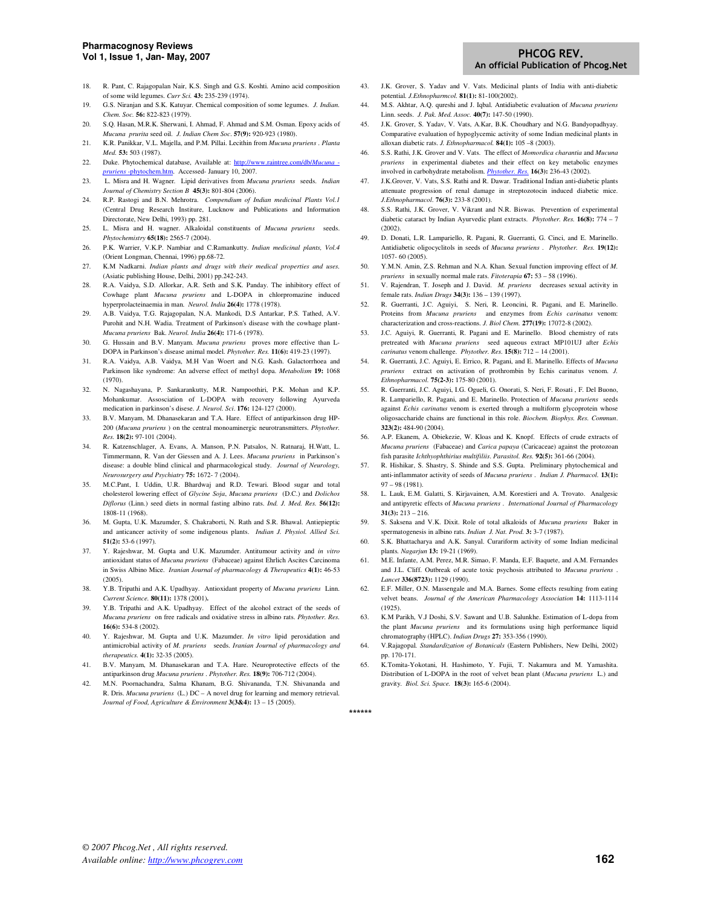18. R. Pant, C. Rajagopalan Nair, K.S. Singh and G.S. Koshti. Amino acid composition of some wild legumes. *Curr Sci.* **43:** 235-239 (1974).
19. G.S. Niranjan and S.K. Katuyar. Chemical composition of some legumes. *J. Indian. Chem. Soc.* **56:** 822-823 (1979).
20. S.Q. Hasan, M.R.K. Sherwani, I. Ahmad, F. Ahmad and S.M. Osman. Epoxy acids of *Mucuna prurita* seed oil. *J. Indian Chem Soc*. **57(9):** 920-923 (1980).
21. K.R. Panikkar, V.L. Majella, and P.M. Pillai. Lecithin from *Mucuna pruriens* . *Planta Med.* **53:** 503 (1987).
22. Duke. Phytochemical database, Available at: http://www.raintree.com/db/Mucuna - pruriens -phytochem.htm. Accessed- January 10, 2007.
23. L. Misra and H. Wagner. Lipid derivatives from *Mucuna pruriens* seeds. *Indian Journal of Chemistry Section B* **45(3):** 801-804 (2006).
24. R.P. Rastogi and B.N. Mehrotra. *Compendium of Indian medicinal Plants Vol.1* (Central Drug Research Institure, Lucknow and Publications and Information Directorate, New Delhi, 1993) pp. 281.
25. L. Misra and H. wagner. Alkaloidal constituents of *Mucuna pruriens* seeds. *Phytochemistry* **65(18):** 2565-7 (2004).
26. P.K. Warrier, V.K.P. Nambiar and C.Ramankutty. *Indian medicinal plants, Vol.4* (Orient Longman, Chennai, 1996) pp.68-72.
27. K.M Nadkarni. *Indian plants and drugs with their medical properties and uses.* (Asiatic publishing House, Delhi, 2001) pp.242-243.
28. R.A. Vaidya, S.D. Allorkar, A.R. Seth and S.K. Panday. The inhibitory effect of Cowhage plant *Mucuna pruriens* and L-DOPA in chlorpromazine induced hyperprolacteinaemia in man. *Neurol. India* **26(4):** 1778 (1978).
29. A.B. Vaidya, T.G. Rajagopalan, N.A. Mankodi, D.S Antarkar, P.S. Tathed, A.V. Purohit and N.H. Wadia. Treatment of Parkinson's disease with the cowhage plant- *Mucuna pruriens* Bak. *Neurol. India* **26(4):** 171-6 (1978).
30. G. Hussain and B.V. Manyam. *Mucuna pruriens* proves more effective than L-DOPA in Parkinson's disease animal model. *Phytother. Res.* **11(6):** 419-23 (1997).
31. R.A. Vaidya, A.B. Vaidya, M.H Van Woert and N.G. Kash. Galactorrhoea and Parkinson like syndrome: An adverse effect of methyl dopa. *Metabolism* **19:** 1068 (1970).
32. N. Nagashayana, P. Sankarankutty, M.R. Nampoothiri, P.K. Mohan and K.P. Mohankumar. Assosciation of L-DOPA with recovery following Ayurveda medication in parkinson's disese. *J. Neurol. Sci*. **176:** 124-127 (2000).
33. B.V. Manyam, M. Dhanasekaran and T.A. Hare. Effect of antiparkinson drug HP-200 (*Mucuna pruriens* ) on the central monoaminergic neurotransmitters. *Phytother. Res.* **18(2):** 97-101 (2004).
34. R. Katzenschlager, A. Evans, A. Manson, P.N. Patsalos, N. Ratnaraj, H.Watt, L. Timmermann, R. Van der Giessen and A. J. Lees. *Mucuna pruriens* in Parkinson's disease: a double blind clinical and pharmacological study. *Journal of Neurology, Neurosurgery and Psychiatry* **75:** 1672- 7 (2004).
35. M.C.Pant, I. Uddin, U.R. Bhardwaj and R.D. Tewari. Blood sugar and total cholesterol lowering effect of *Glycine Soja*, *Mucuna pruriens* (D.C.) and *Dolichos Diflorus* (Linn.) seed diets in normal fasting albino rats. *Ind. J. Med. Res.* **56(12):** 1808-11 (1968).
36. M. Gupta, U.K. Mazumder, S. Chakraborti, N. Rath and S.R. Bhawal. Antiepieptic and anticancer activity of some indigenous plants. *Indian J. Physiol. Allied Sci.* **51(2):** 53-6 (1997).
37. Y. Rajeshwar, M. Gupta and U.K. Mazumder. Antitumour activity and *in vitro* antioxidant status of *Mucuna pruriens* (Fabaceae) against Ehrlich Ascites Carcinoma in Swiss Albino Mice. *Iranian Journal of pharmacology & Therapeutics* **4(1):** 46-53 (2005).
38. Y.B. Tripathi and A.K. Upadhyay. Antioxidant property of *Mucuna pruriens* Linn. *Current Science.* **80(11):** 1378 (2001)**.**
39. Y.B. Tripathi and A.K. Upadhyay. Effect of the alcohol extract of the seeds of *Mucuna pruriens* on free radicals and oxidative stress in albino rats. *Phytother. Res.* **16(6):** 534-8 (2002).
40. Y. Rajeshwar, M. Gupta and U.K. Mazumder. *In vitro* lipid peroxidation and antimicrobial activity of *M. pruriens* seeds. *Iranian Journal of pharmacology and therapeutics.* **4(1):** 32-35 (2005).
41. B.V. Manyam, M. Dhanasekaran and T.A. Hare. Neuroprotective effects of the antiparkinson drug *Mucuna pruriens* . *Phytother. Res.* **18(9):** 706-712 (2004).
42. M.N. Poornachandra, Salma Khanam, B.G. Shivananda, T.N. Shivananda and R. Dris. *Mucuna pruriens* (L.) DC – A novel drug for learning and memory retrieval. *Journal of Food, Agriculture & Environment* **3(3&4):** 13 – 15 (2005).
43. J.K. Grover, S. Yadav and V. Vats. Medicinal plants of India with anti-diabetic potential. *J.Ethnopharmcol.* **81(1):** 81-100(2002).
44. M.S. Akhtar, A.Q. qureshi and J. Iqbal. Antidiabetic evaluation of *Mucuna pruriens* Linn. seeds. *J. Pak. Med. Assoc.* **40(7):** 147-50 (1990).
45. J.K. Grover, S. Yadav, V. Vats, A.Kar, B.K. Choudhary and N.G. Bandyopadhyay. Comparative evaluation of hypoglycemic activity of some Indian medicinal plants in alloxan diabetic rats. *J. Ethnopharmacol.* **84(1):** 105 –8 (2003).
46. S.S. Rathi, J.K. Grover and V. Vats. The effect of *Momordica charantia* and *Mucuna pruriens* in experimental diabetes and their effect on key metabolic enzymes involved in carbohydrate metabolism. *Phytother. Res.* **16(3):** 236-43 (2002).
47. J.K.Grover, V. Vats, S.S. Rathi and R. Dawar. Traditional Indian anti-diabetic plants attenuate progression of renal damage in streptozotocin induced diabetic mice. *J.Ethnopharmacol.* **76(3):** 233-8 (2001).
48. S.S. Rathi, J.K. Grover, V. Vikrant and N.R. Biswas. Prevention of experimental diabetic cataract by Indian Ayurvedic plant extracts. *Phytother. Res.* **16(8):** 774 – 7 (2002).
49. D. Donati, L.R. Lampariello, R. Pagani, R. Guerranti, G. Cinci, and E. Marinello. Antidiabetic oligocyclitols in seeds of *Mucuna pruriens* . *Phytother. Res.* **19(12):** 1057- 60 (2005).
50. Y.M.N. Amin, Z.S. Rehman and N.A. Khan. Sexual function improving effect of *M. pruriens* in sexually normal male rats. *Fitoterapia* **67:** 53 – 58 (1996).
51. V. Rajendran, T. Joseph and J. David. *M. pruriens* decreases sexual activity in female rats. *Indian Drugs* **34(3):** 136 – 139 (1997).
52. R. Guerranti, J.C. Aguiyi, S. Neri, R. Leoncini, R. Pagani, and E. Marinello. Proteins from *Mucuna pruriens* and enzymes from *Echis carinatus* venom: characterization and cross-reactions. *J. Biol Chem.* **277(19):** 17072-8 (2002).
53. J.C. Aguiyi, R. Guerranti, R. Pagani and E. Marinello. Blood chemistry of rats pretreated with *Mucuna pruriens* seed aqueous extract MP101UJ after *Echis carinatus* venom challenge. *Phytother. Res.* **15(8):** 712 – 14 (2001).
54. R. Guerranti, J.C. Aguiyi, E. Errico, R. Pagani, and E. Marinello. Effects of *Mucuna pruriens* extract on activation of prothrombin by Echis carinatus venom. *J. Ethnopharmacol.* **75(2-3):** 175-80 (2001).
55. R. Guerranti, J.C. Aguiyi, I.G. Ogueli, G. Onorati, S. Neri, F. Rosati , F. Del Buono, R. Lampariello, R. Pagani, and E. Marinello. Protection of *Mucuna pruriens* seeds against *Echis carinatus* venom is exerted through a multiform glycoprotein whose oligosaccharide chains are functional in this role. *Biochem. Biophys. Res. Commun*. **323(2):** 484-90 (2004).
56. A.P. Ekanem, A. Obiekezie, W. Kloas and K. Knopf. Effects of crude extracts of *Mucuna pruriens* (Fabaceae) and *Carica papaya* (Caricaceae) against the protozoan fish parasite *Ichthyophthirius multifiliis*. *Parasitol. Res.* **92(5):** 361-66 (2004).
57. R. Hishikar, S. Shastry, S. Shinde and S.S. Gupta. Preliminary phytochemical and anti-inflammator activity of seeds of *Mucuna pruriens* . *Indian J. Pharmacol.* **13(1):** 97 – 98 (1981).
58. L. Lauk, E.M. Galatti, S. Kirjavainen, A.M. Korestieri and A. Trovato. Analgesic and antipyretic effects of *Mucuna pruriens* . *International Journal of Pharmacology* **31(3):** 213 – 216.
59. S. Saksena and V.K. Dixit. Role of total alkaloids of *Mucuna pruriens* Baker in spermatogenesis in albino rats. *Indian J. Nat. Prod.* **3:** 3-7 (1987).
60. S.K. Bhattacharya and A.K. Sanyal. Curariform activity of some Indian medicinal plants. *Nagarjun* **13:** 19-21 (1969).
61. M.E. Infante, A.M. Perez, M.R. Simao, F. Manda, E.F. Baquete, and A.M. Fernandes and J.L. Cliff. Outbreak of acute toxic psychosis attributed to *Mucuna pruriens* . *Lancet* **336(8723):** 1129 (1990).
62. E.F. Miller, O.N. Massengale and M.A. Barnes. Some effects resulting from eating velvet beans. *Journal of the American Pharmacology Association* **14:** 1113-1114 (1925).
63. K.M Parikh, V.J Doshi, S.V. Sawant and U.B. Salunkhe. Estimation of L-dopa from the plant *Mucuna pruriens* and its formulations using high performance liquid chromatography (HPLC). *Indian Drugs* **27:** 353-356 (1990).
64. V.Rajagopal. *Standardization of Botanicals* (Eastern Publishers, New Delhi, 2002) pp. 170-171.
65. K.Tomita-Yokotani, H. Hashimoto, Y. Fujii, T. Nakamura and M. Yamashita. Distribution of L-DOPA in the root of velvet bean plant (*Mucuna pruriens* L.) and gravity. *Biol. Sci. Space.* **18(3):** 165-6 (2004).

******